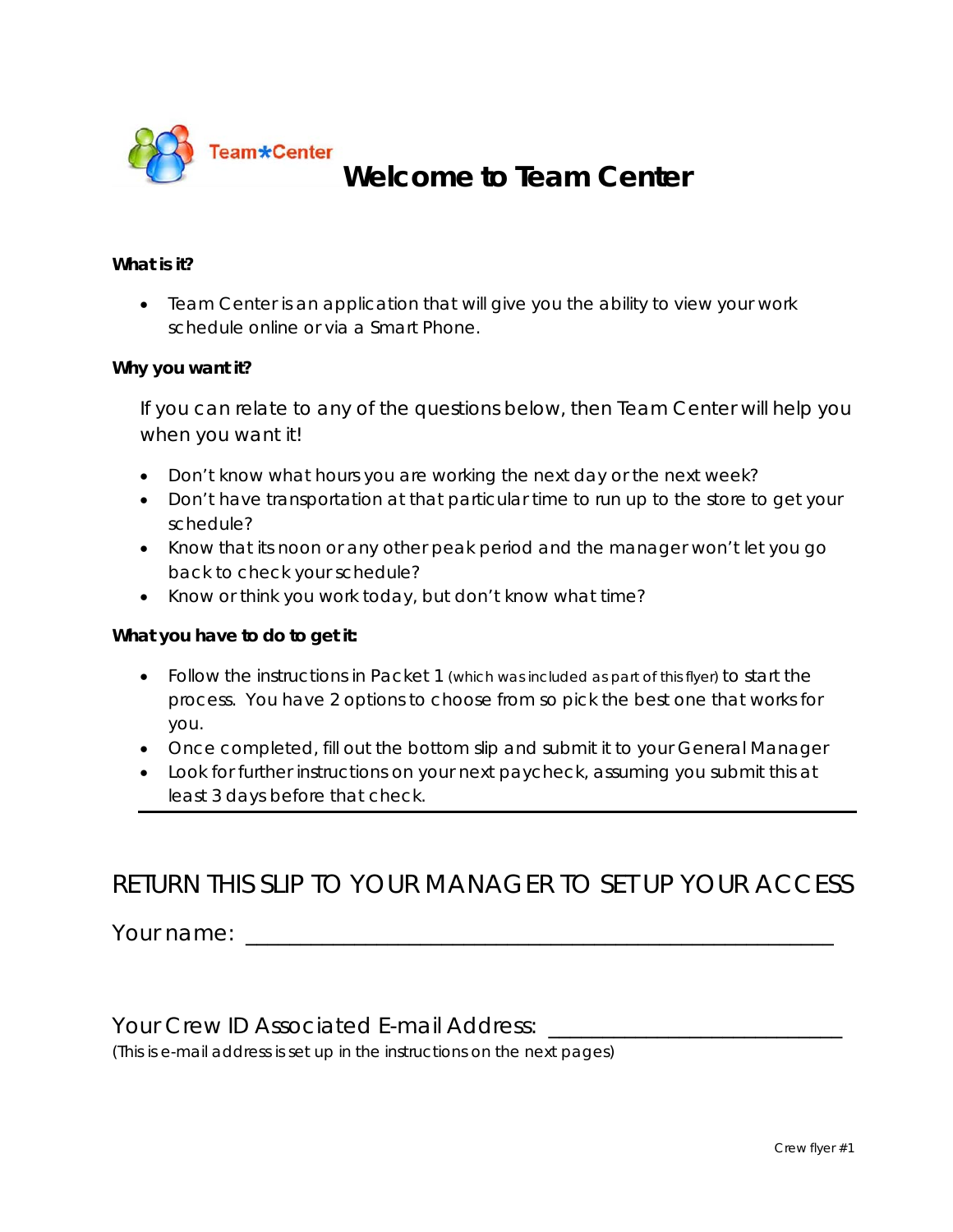Team*Center

# Welcome to Team Center

**What is it?**

- Team Center is an application that will give you the ability to view your work schedule online or via a Smart Phone.

**Why you want it?**

If you can relate to any of the questions below, then Team Center will help you when you want it!

- Don't know what hours you are working the next day or the next week?
- Don't have transportation at that particular time to run up to the store to get your schedule?
- Know that its noon or any other peak period and the manager won't let you go back to check your schedule?
- Know or think you work today, but don't know what time?

**What you have to do to get it:**

- Follow the instructions in Packet 1 (which was included as part of this flyer) to start the process. You have 2 options to choose from so pick the best one that works for you.
- Once completed, fill out the bottom slip and submit it to your General Manager
- Look for further instructions on your next paycheck, assuming you submit this at least 3 days before that check.

---

## RETURN THIS SLIP TO YOUR MANAGER TO SET UP YOUR ACCESS

Your name: ______________________________________________

Your Crew ID Associated E-mail Address: __________________________

(This is e-mail address is set up in the instructions on the next pages)

Crew flyer #1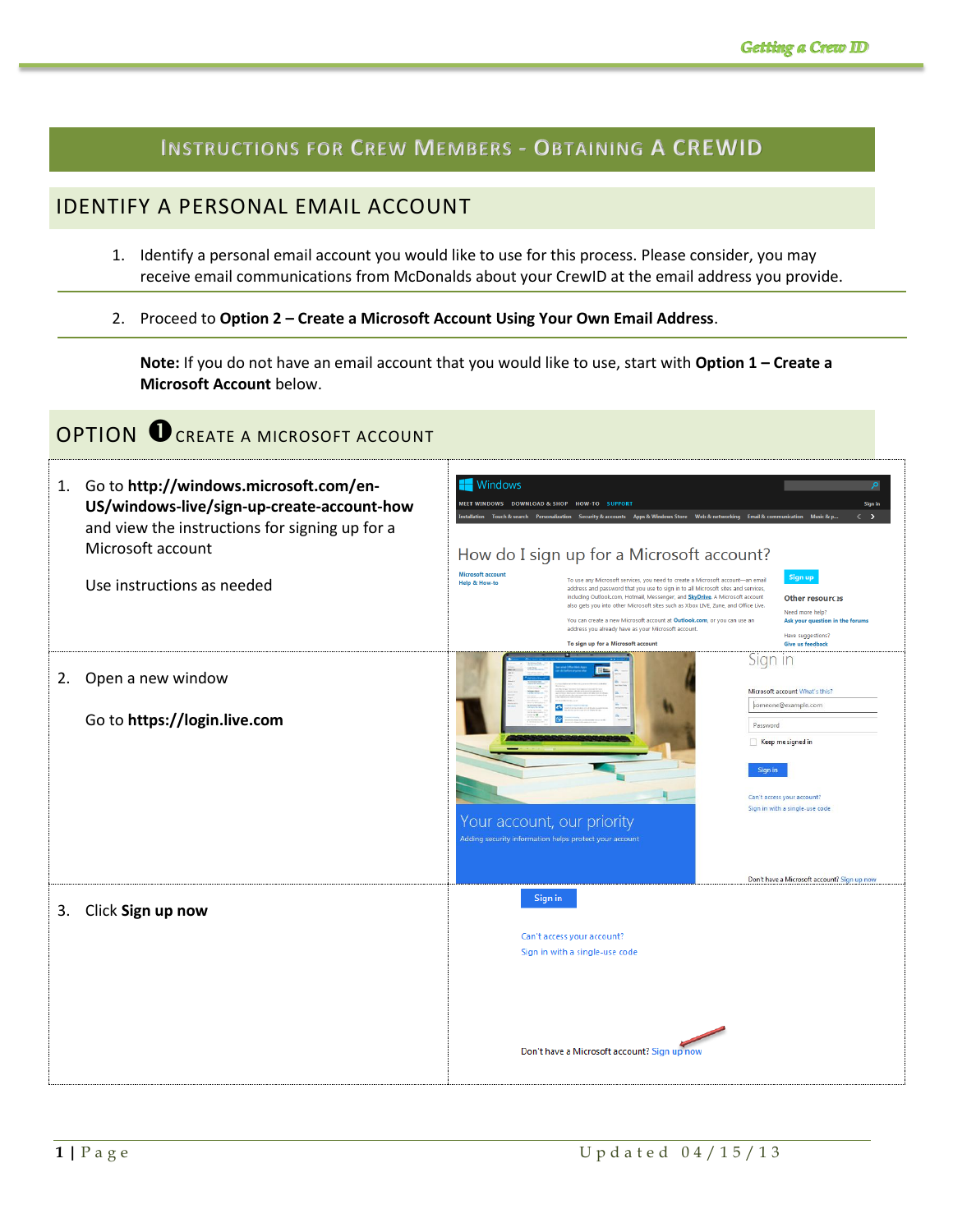# Instructions for Crew Members - Obtaining a CrewID

## IDENTIFY A PERSONAL EMAIL ACCOUNT

1. Identify a personal email account you would like to use for this process. Please consider, you may receive email communications from McDonalds about your CrewID at the email address you provide.

2. Proceed to **Option 2 – Create a Microsoft Account Using Your Own Email Address**.

**Note:** If you do not have an email account that you would like to use, start with **Option 1 – Create a Microsoft Account** below.

## OPTION ➊ CREATE A MICROSOFT ACCOUNT

1. Go to **http://windows.microsoft.com/en-US/windows-live/sign-up-create-account-how** and view the instructions for signing up for a Microsoft account

   Use instructions as needed

2. Open a new window

   Go to **https://login.live.com**

3. Click **Sign up now**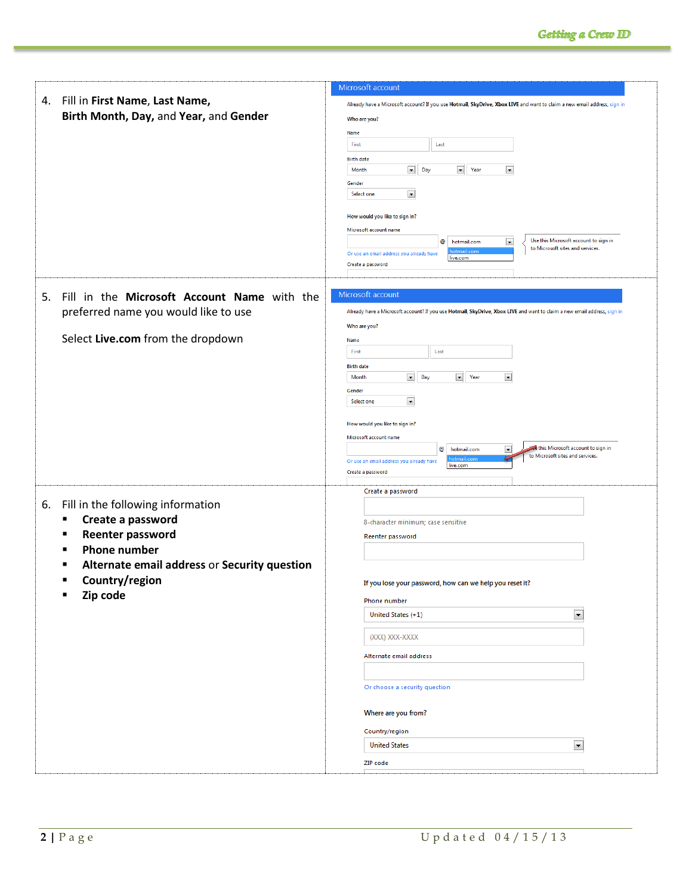4. Fill in **First Name**, **Last Name**, **Birth Month, Day,** and **Year,** and **Gender**

| Microsoft account |
|---|
| Already have a Microsoft account? If you use **Hotmail**, **SkyDrive**, **Xbox LIVE** and want to claim a new email address, sign in |
| Who are you? |
| Name: First / Last |
| Birth date: Month / Day / Year |
| Gender: Select one |
| How would you like to sign in? |
| Microsoft account name @ hotmail.com (hotmail.com / live.com) — Use this Microsoft account to sign in to Microsoft sites and services. |
| Or use an email address you already have |
| Create a password |

5. Fill in the **Microsoft Account Name** with the preferred name you would like to use

   Select **Live.com** from the dropdown

| Microsoft account |
|---|
| Already have a Microsoft account? If you use **Hotmail**, **SkyDrive**, **Xbox LIVE** and want to claim a new email address, sign in |
| Who are you? |
| Name: First / Last |
| Birth date: Month / Day / Year |
| Gender: Select one |
| How would you like to sign in? |
| Microsoft account name @ hotmail.com (hotmail.com / live.com) — Use this Microsoft account to sign in to Microsoft sites and services. |
| Or use an email address you already have |
| Create a password |

6. Fill in the following information
   - **Create a password**
   - **Reenter password**
   - **Phone number**
   - **Alternate email address** or **Security question**
   - **Country/region**
   - **Zip code**

| |
|---|
| Create a password |
| 8-character minimum; case sensitive |
| Reenter password |
| If you lose your password, how can we help you reset it? |
| Phone number: United States (+1) — (XXX) XXX-XXXX |
| Alternate email address |
| Or choose a security question |
| Where are you from? |
| Country/region: United States |
| ZIP code |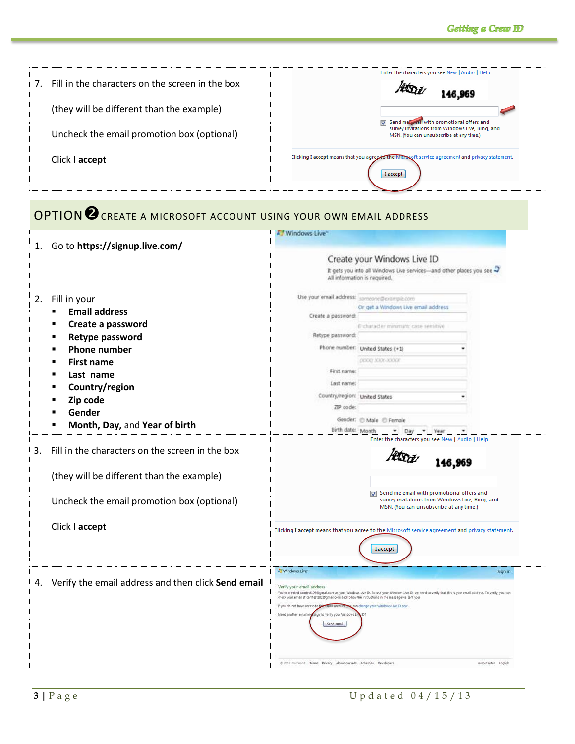7. Fill in the characters on the screen in the box

   (they will be different than the example)

   Uncheck the email promotion box (optional)

   Click **I accept**

## OPTION ❷ CREATE A MICROSOFT ACCOUNT USING YOUR OWN EMAIL ADDRESS

1. Go to **https://signup.live.com/**

2. Fill in your
   - **Email address**
   - **Create a password**
   - **Retype password**
   - **Phone number**
   - **First name**
   - **Last name**
   - **Country/region**
   - **Zip code**
   - **Gender**
   - **Month, Day,** and **Year of birth**

3. Fill in the characters on the screen in the box

   (they will be different than the example)

   Uncheck the email promotion box (optional)

   Click **I accept**

4. Verify the email address and then click **Send email**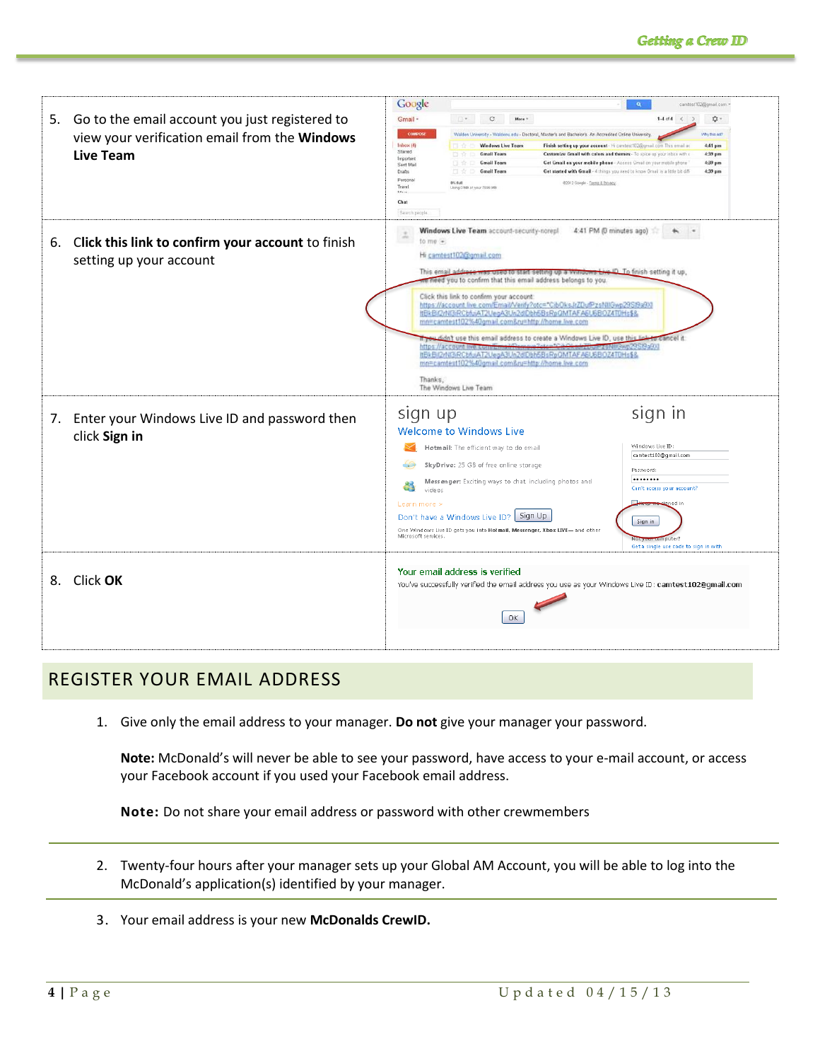| | |
|---|---|
| 5. Go to the email account you just registered to view your verification email from the **Windows Live Team** | |
| 6. **Click this link to confirm your account** to finish setting up your account | |
| 7. Enter your Windows Live ID and password then click **Sign in** | |
| 8. Click **OK** | |

## REGISTER YOUR EMAIL ADDRESS

1. Give only the email address to your manager. **Do not** give your manager your password.

   **Note:** McDonald's will never be able to see your password, have access to your e-mail account, or access your Facebook account if you used your Facebook email address.

   **Note:** Do not share your email address or password with other crewmembers

2. Twenty-four hours after your manager sets up your Global AM Account, you will be able to log into the McDonald's application(s) identified by your manager.

3. Your email address is your new **McDonalds CrewID.**